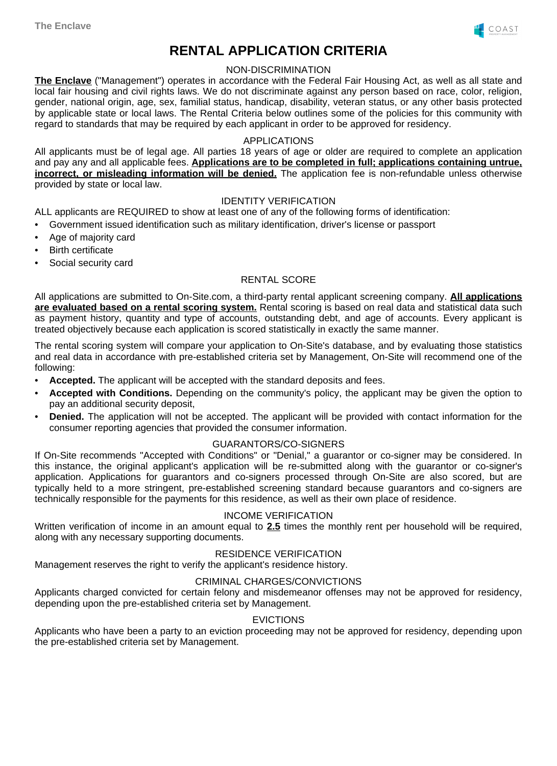# RENTAL APPLICATION CRITERIA

## NON-DISCRIMINATION

**The Enclave** ("Management") operates in accordance with the Federal Fair Housing Act, as well as all state and local fair housing and civil rights laws. We do not discriminate against any person based on race, color, religion, gender, national origin, age, sex, familial status, handicap, disability, veteran status, or any other basis protected by applicable state or local laws. The Rental Criteria below outlines some of the policies for this community with regard to standards that may be required by each applicant in order to be approved for residency.

## APPLICATIONS

All applicants must be of legal age. All parties 18 years of age or older are required to complete an application and pay any and all applicable fees. **Applications are to be completed in full; applications containing untrue, incorrect, or misleading information will be denied.** The application fee is non-refundable unless otherwise provided by state or local law.

## IDENTITY VERIFICATION

ALL applicants are REQUIRED to show at least one of any of the following forms of identification:

- Government issued identification such as military identification, driver's license or passport
- Age of majority card
- Birth certificate
- Social security card

## RENTAL SCORE

All applications are submitted to On-Site.com, a third-party rental applicant screening company. **All applications are evaluated based on a rental scoring system.** Rental scoring is based on real data and statistical data such as payment history, quantity and type of accounts, outstanding debt, and age of accounts. Every applicant is treated objectively because each application is scored statistically in exactly the same manner.

The rental scoring system will compare your application to On-Site's database, and by evaluating those statistics and real data in accordance with pre-established criteria set by Management, On-Site will recommend one of the following:

- **Accepted.** The applicant will be accepted with the standard deposits and fees.
- **Accepted with Conditions.** Depending on the community's policy, the applicant may be given the option to pay an additional security deposit,
- **Denied.** The application will not be accepted. The applicant will be provided with contact information for the consumer reporting agencies that provided the consumer information.

## GUARANTORS/CO-SIGNERS

If On-Site recommends "Accepted with Conditions" or "Denial," a guarantor or co-signer may be considered. In this instance, the original applicant's application will be re-submitted along with the guarantor or co-signer's application. Applications for guarantors and co-signers processed through On-Site are also scored, but are typically held to a more stringent, pre-established screening standard because guarantors and co-signers are technically responsible for the payments for this residence, as well as their own place of residence.

## INCOME VERIFICATION

Written verification of income in an amount equal to **2.5** times the monthly rent per household will be required, along with any necessary supporting documents.

## RESIDENCE VERIFICATION

Management reserves the right to verify the applicant's residence history.

## CRIMINAL CHARGES/CONVICTIONS

Applicants charged convicted for certain felony and misdemeanor offenses may not be approved for residency, depending upon the pre-established criteria set by Management.

## EVICTIONS

Applicants who have been a party to an eviction proceeding may not be approved for residency, depending upon the pre-established criteria set by Management.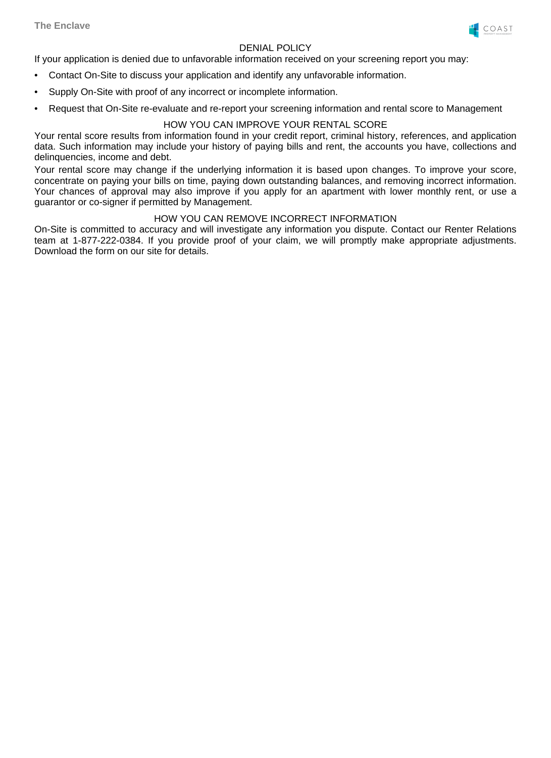## DENIAL POLICY

If your application is denied due to unfavorable information received on your screening report you may:

- Contact On-Site to discuss your application and identify any unfavorable information.
- Supply On-Site with proof of any incorrect or incomplete information.
- Request that On-Site re-evaluate and re-report your screening information and rental score to Management

## HOW YOU CAN IMPROVE YOUR RENTAL SCORE

Your rental score results from information found in your credit report, criminal history, references, and application data. Such information may include your history of paying bills and rent, the accounts you have, collections and delinquencies, income and debt.

Your rental score may change if the underlying information it is based upon changes. To improve your score, concentrate on paying your bills on time, paying down outstanding balances, and removing incorrect information. Your chances of approval may also improve if you apply for an apartment with lower monthly rent, or use a guarantor or co-signer if permitted by Management.

## HOW YOU CAN REMOVE INCORRECT INFORMATION

On-Site is committed to accuracy and will investigate any information you dispute. Contact our Renter Relations team at 1-877-222-0384. If you provide proof of your claim, we will promptly make appropriate adjustments. Download the form on our site for details.